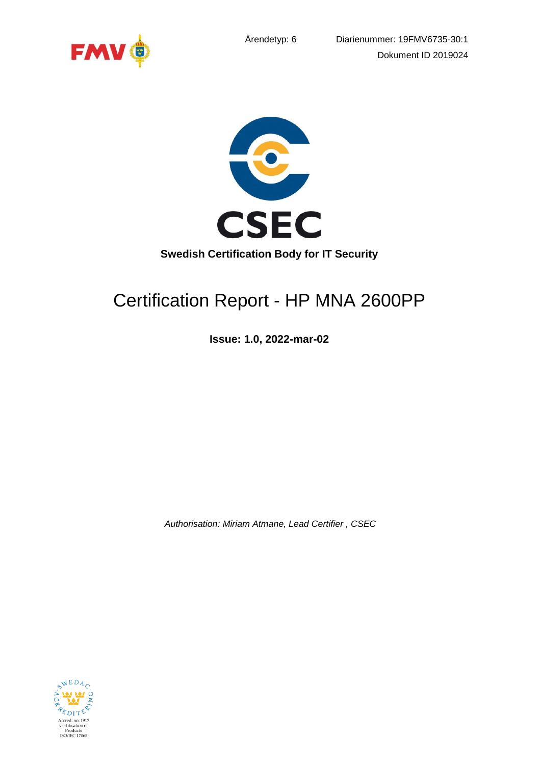Ärendetyp: 6

Diarienummer: 19FMV6735-30:1

Dokument ID 2019024

**Swedish Certification Body for IT Security**

# Certification Report - HP MNA 2600PP

**Issue: 1.0, 2022-mar-02**

*Authorisation: Miriam Atmane, Lead Certifier , CSEC*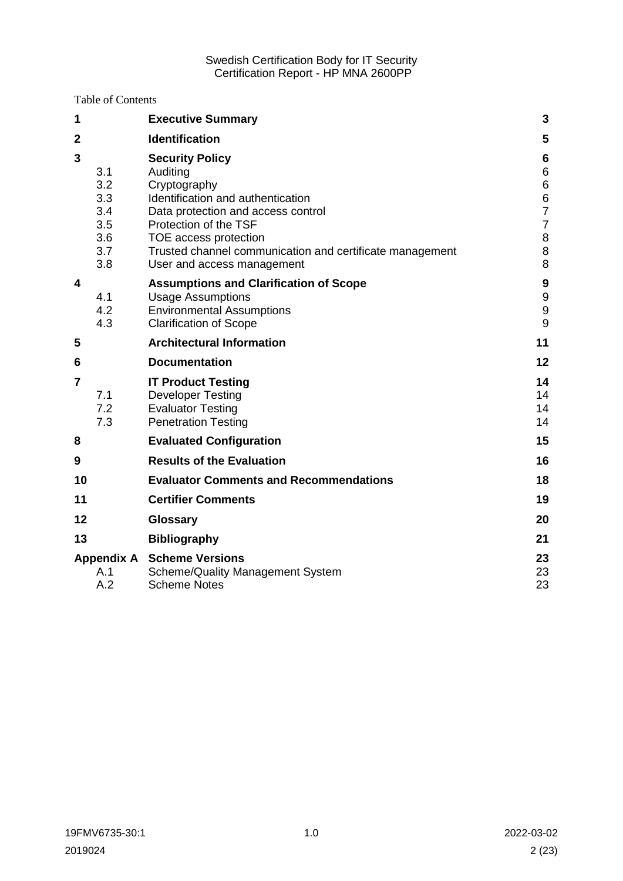Table of Contents

| | | | |
|---|---|---|---|
| **1** | | **Executive Summary** | **3** |
| **2** | | **Identification** | **5** |
| **3** | | **Security Policy** | **6** |
| | 3.1 | Auditing | 6 |
| | 3.2 | Cryptography | 6 |
| | 3.3 | Identification and authentication | 6 |
| | 3.4 | Data protection and access control | 7 |
| | 3.5 | Protection of the TSF | 7 |
| | 3.6 | TOE access protection | 8 |
| | 3.7 | Trusted channel communication and certificate management | 8 |
| | 3.8 | User and access management | 8 |
| **4** | | **Assumptions and Clarification of Scope** | **9** |
| | 4.1 | Usage Assumptions | 9 |
| | 4.2 | Environmental Assumptions | 9 |
| | 4.3 | Clarification of Scope | 9 |
| **5** | | **Architectural Information** | **11** |
| **6** | | **Documentation** | **12** |
| **7** | | **IT Product Testing** | **14** |
| | 7.1 | Developer Testing | 14 |
| | 7.2 | Evaluator Testing | 14 |
| | 7.3 | Penetration Testing | 14 |
| **8** | | **Evaluated Configuration** | **15** |
| **9** | | **Results of the Evaluation** | **16** |
| **10** | | **Evaluator Comments and Recommendations** | **18** |
| **11** | | **Certifier Comments** | **19** |
| **12** | | **Glossary** | **20** |
| **13** | | **Bibliography** | **21** |
| **Appendix A** | | **Scheme Versions** | **23** |
| | A.1 | Scheme/Quality Management System | 23 |
| | A.2 | Scheme Notes | 23 |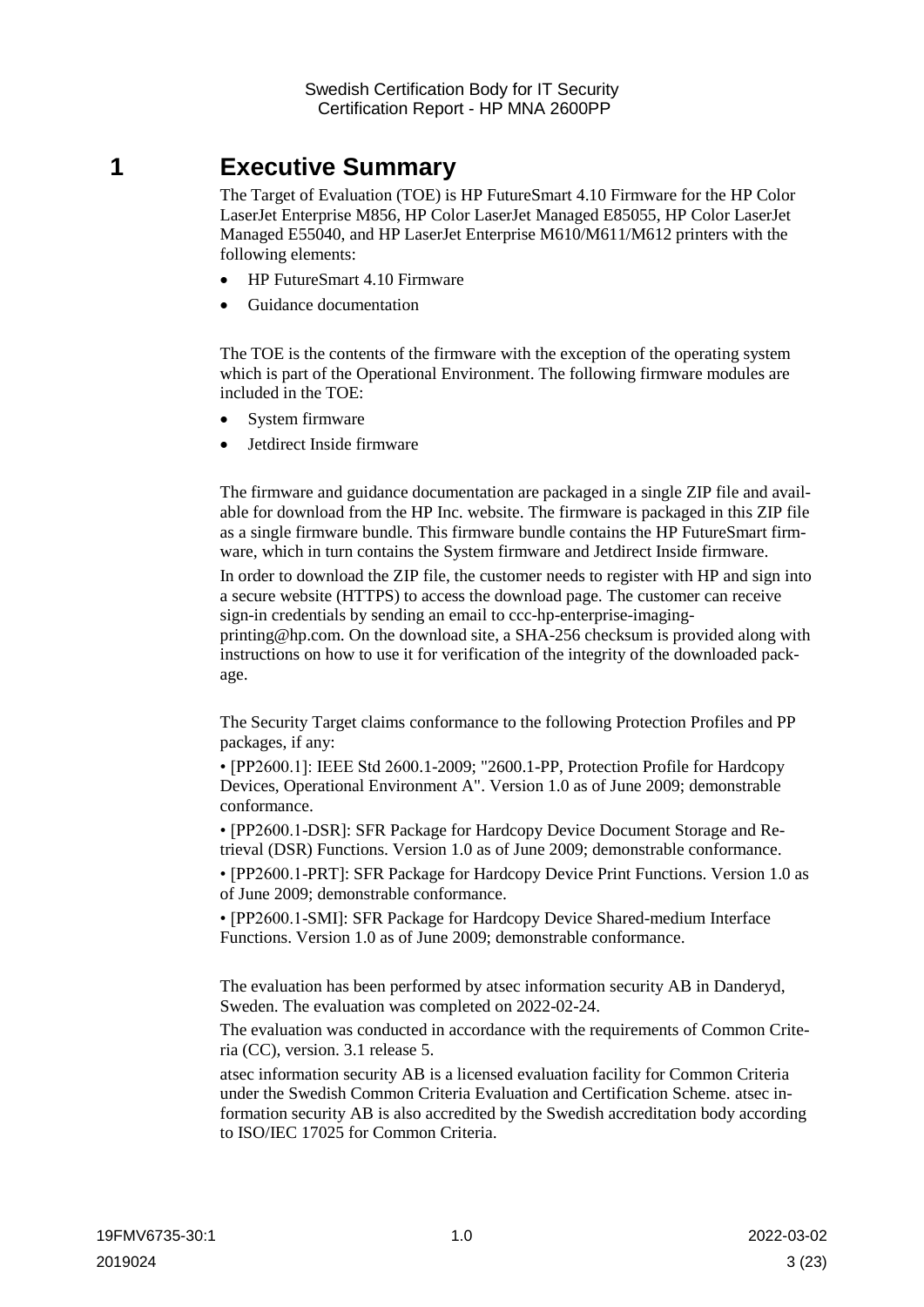# 1 Executive Summary

The Target of Evaluation (TOE) is HP FutureSmart 4.10 Firmware for the HP Color LaserJet Enterprise M856, HP Color LaserJet Managed E85055, HP Color LaserJet Managed E55040, and HP LaserJet Enterprise M610/M611/M612 printers with the following elements:

- HP FutureSmart 4.10 Firmware
- Guidance documentation

The TOE is the contents of the firmware with the exception of the operating system which is part of the Operational Environment. The following firmware modules are included in the TOE:

- System firmware
- Jetdirect Inside firmware

The firmware and guidance documentation are packaged in a single ZIP file and available for download from the HP Inc. website. The firmware is packaged in this ZIP file as a single firmware bundle. This firmware bundle contains the HP FutureSmart firmware, which in turn contains the System firmware and Jetdirect Inside firmware.

In order to download the ZIP file, the customer needs to register with HP and sign into a secure website (HTTPS) to access the download page. The customer can receive sign-in credentials by sending an email to ccc-hp-enterprise-imaging-printing@hp.com. On the download site, a SHA-256 checksum is provided along with instructions on how to use it for verification of the integrity of the downloaded package.

The Security Target claims conformance to the following Protection Profiles and PP packages, if any:

• [PP2600.1]: IEEE Std 2600.1-2009; "2600.1-PP, Protection Profile for Hardcopy Devices, Operational Environment A". Version 1.0 as of June 2009; demonstrable conformance.

• [PP2600.1-DSR]: SFR Package for Hardcopy Device Document Storage and Retrieval (DSR) Functions. Version 1.0 as of June 2009; demonstrable conformance.

• [PP2600.1-PRT]: SFR Package for Hardcopy Device Print Functions. Version 1.0 as of June 2009; demonstrable conformance.

• [PP2600.1-SMI]: SFR Package for Hardcopy Device Shared-medium Interface Functions. Version 1.0 as of June 2009; demonstrable conformance.

The evaluation has been performed by atsec information security AB in Danderyd, Sweden. The evaluation was completed on 2022-02-24.

The evaluation was conducted in accordance with the requirements of Common Criteria (CC), version. 3.1 release 5.

atsec information security AB is a licensed evaluation facility for Common Criteria under the Swedish Common Criteria Evaluation and Certification Scheme. atsec information security AB is also accredited by the Swedish accreditation body according to ISO/IEC 17025 for Common Criteria.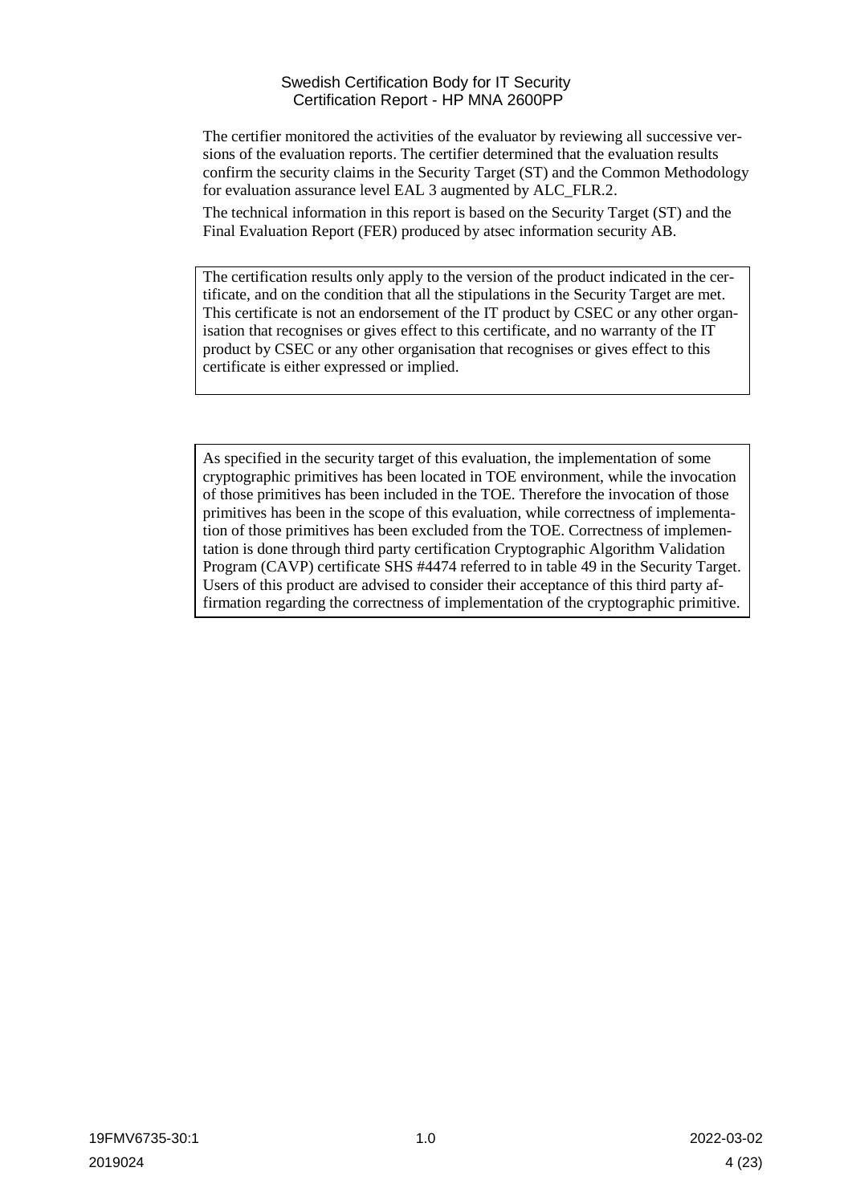The certifier monitored the activities of the evaluator by reviewing all successive versions of the evaluation reports. The certifier determined that the evaluation results confirm the security claims in the Security Target (ST) and the Common Methodology for evaluation assurance level EAL 3 augmented by ALC_FLR.2.

The technical information in this report is based on the Security Target (ST) and the Final Evaluation Report (FER) produced by atsec information security AB.

> The certification results only apply to the version of the product indicated in the certificate, and on the condition that all the stipulations in the Security Target are met. This certificate is not an endorsement of the IT product by CSEC or any other organisation that recognises or gives effect to this certificate, and no warranty of the IT product by CSEC or any other organisation that recognises or gives effect to this certificate is either expressed or implied.

> As specified in the security target of this evaluation, the implementation of some cryptographic primitives has been located in TOE environment, while the invocation of those primitives has been included in the TOE. Therefore the invocation of those primitives has been in the scope of this evaluation, while correctness of implementation of those primitives has been excluded from the TOE. Correctness of implementation is done through third party certification Cryptographic Algorithm Validation Program (CAVP) certificate SHS #4474 referred to in table 49 in the Security Target. Users of this product are advised to consider their acceptance of this third party affirmation regarding the correctness of implementation of the cryptographic primitive.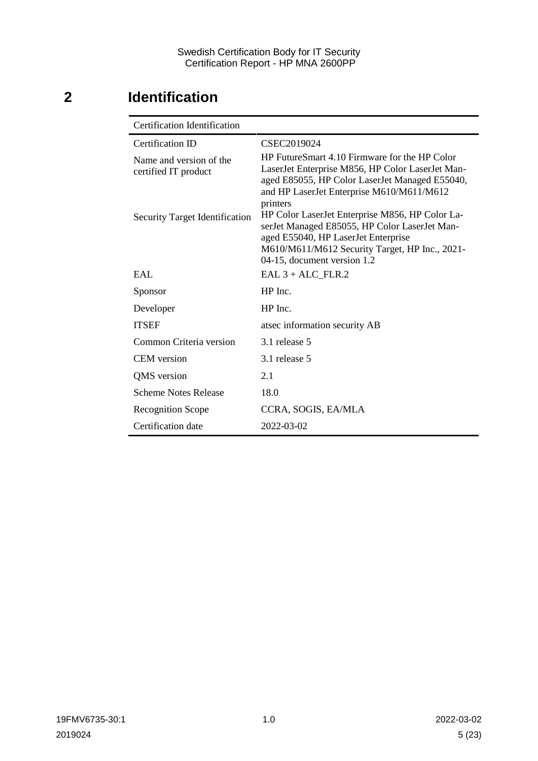# 2 Identification

| Certification Identification | |
|---|---|
| Certification ID | CSEC2019024 |
| Name and version of the certified IT product | HP FutureSmart 4.10 Firmware for the HP Color LaserJet Enterprise M856, HP Color LaserJet Managed E85055, HP Color LaserJet Managed E55040, and HP LaserJet Enterprise M610/M611/M612 printers |
| Security Target Identification | HP Color LaserJet Enterprise M856, HP Color LaserJet Managed E85055, HP Color LaserJet Managed E55040, HP LaserJet Enterprise M610/M611/M612 Security Target, HP Inc., 2021-04-15, document version 1.2 |
| EAL | EAL 3 + ALC_FLR.2 |
| Sponsor | HP Inc. |
| Developer | HP Inc. |
| ITSEF | atsec information security AB |
| Common Criteria version | 3.1 release 5 |
| CEM version | 3.1 release 5 |
| QMS version | 2.1 |
| Scheme Notes Release | 18.0 |
| Recognition Scope | CCRA, SOGIS, EA/MLA |
| Certification date | 2022-03-02 |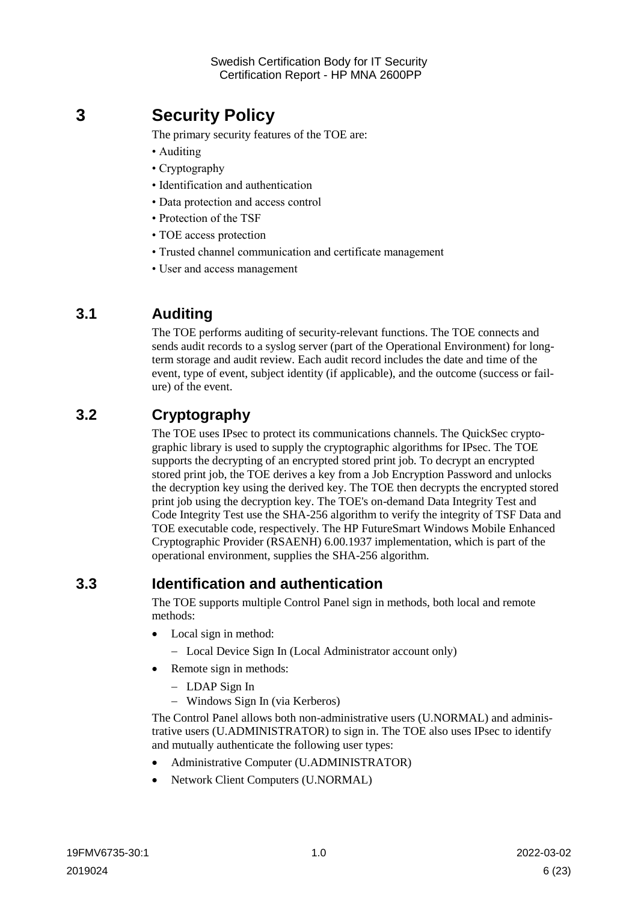# 3 Security Policy

The primary security features of the TOE are:

- Auditing
- Cryptography
- Identification and authentication
- Data protection and access control
- Protection of the TSF
- TOE access protection
- Trusted channel communication and certificate management
- User and access management

## 3.1 Auditing

The TOE performs auditing of security-relevant functions. The TOE connects and sends audit records to a syslog server (part of the Operational Environment) for long-term storage and audit review. Each audit record includes the date and time of the event, type of event, subject identity (if applicable), and the outcome (success or failure) of the event.

## 3.2 Cryptography

The TOE uses IPsec to protect its communications channels. The QuickSec cryptographic library is used to supply the cryptographic algorithms for IPsec. The TOE supports the decrypting of an encrypted stored print job. To decrypt an encrypted stored print job, the TOE derives a key from a Job Encryption Password and unlocks the decryption key using the derived key. The TOE then decrypts the encrypted stored print job using the decryption key. The TOE's on-demand Data Integrity Test and Code Integrity Test use the SHA-256 algorithm to verify the integrity of TSF Data and TOE executable code, respectively. The HP FutureSmart Windows Mobile Enhanced Cryptographic Provider (RSAENH) 6.00.1937 implementation, which is part of the operational environment, supplies the SHA-256 algorithm.

## 3.3 Identification and authentication

The TOE supports multiple Control Panel sign in methods, both local and remote methods:

- Local sign in method:
  - Local Device Sign In (Local Administrator account only)
- Remote sign in methods:
  - LDAP Sign In
  - Windows Sign In (via Kerberos)

The Control Panel allows both non-administrative users (U.NORMAL) and administrative users (U.ADMINISTRATOR) to sign in. The TOE also uses IPsec to identify and mutually authenticate the following user types:

- Administrative Computer (U.ADMINISTRATOR)
- Network Client Computers (U.NORMAL)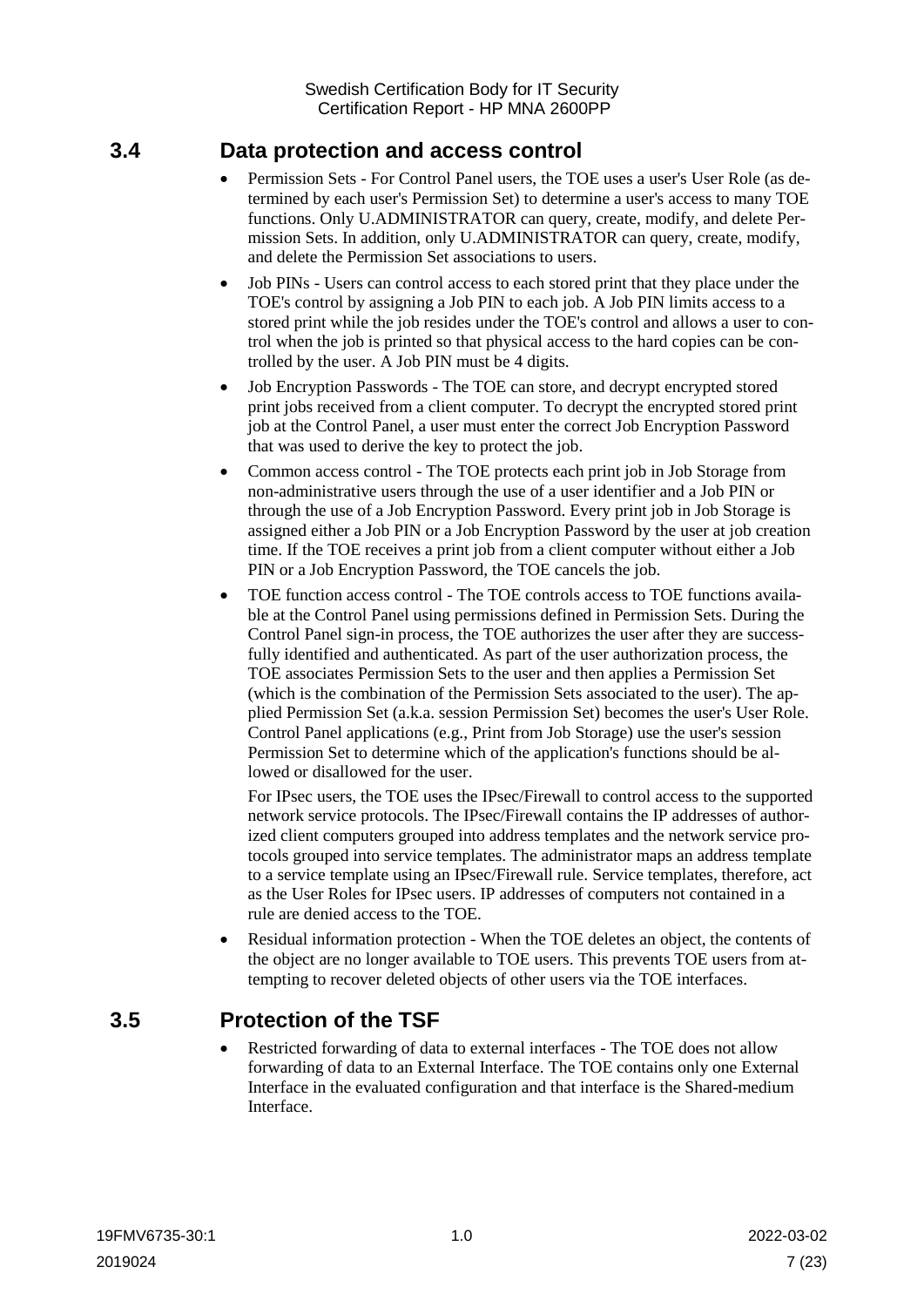## 3.4 Data protection and access control

- Permission Sets - For Control Panel users, the TOE uses a user's User Role (as determined by each user's Permission Set) to determine a user's access to many TOE functions. Only U.ADMINISTRATOR can query, create, modify, and delete Permission Sets. In addition, only U.ADMINISTRATOR can query, create, modify, and delete the Permission Set associations to users.
- Job PINs - Users can control access to each stored print that they place under the TOE's control by assigning a Job PIN to each job. A Job PIN limits access to a stored print while the job resides under the TOE's control and allows a user to control when the job is printed so that physical access to the hard copies can be controlled by the user. A Job PIN must be 4 digits.
- Job Encryption Passwords - The TOE can store, and decrypt encrypted stored print jobs received from a client computer. To decrypt the encrypted stored print job at the Control Panel, a user must enter the correct Job Encryption Password that was used to derive the key to protect the job.
- Common access control - The TOE protects each print job in Job Storage from non-administrative users through the use of a user identifier and a Job PIN or through the use of a Job Encryption Password. Every print job in Job Storage is assigned either a Job PIN or a Job Encryption Password by the user at job creation time. If the TOE receives a print job from a client computer without either a Job PIN or a Job Encryption Password, the TOE cancels the job.
- TOE function access control - The TOE controls access to TOE functions available at the Control Panel using permissions defined in Permission Sets. During the Control Panel sign-in process, the TOE authorizes the user after they are successfully identified and authenticated. As part of the user authorization process, the TOE associates Permission Sets to the user and then applies a Permission Set (which is the combination of the Permission Sets associated to the user). The applied Permission Set (a.k.a. session Permission Set) becomes the user's User Role. Control Panel applications (e.g., Print from Job Storage) use the user's session Permission Set to determine which of the application's functions should be allowed or disallowed for the user.

  For IPsec users, the TOE uses the IPsec/Firewall to control access to the supported network service protocols. The IPsec/Firewall contains the IP addresses of authorized client computers grouped into address templates and the network service protocols grouped into service templates. The administrator maps an address template to a service template using an IPsec/Firewall rule. Service templates, therefore, act as the User Roles for IPsec users. IP addresses of computers not contained in a rule are denied access to the TOE.
- Residual information protection - When the TOE deletes an object, the contents of the object are no longer available to TOE users. This prevents TOE users from attempting to recover deleted objects of other users via the TOE interfaces.

## 3.5 Protection of the TSF

- Restricted forwarding of data to external interfaces - The TOE does not allow forwarding of data to an External Interface. The TOE contains only one External Interface in the evaluated configuration and that interface is the Shared-medium Interface.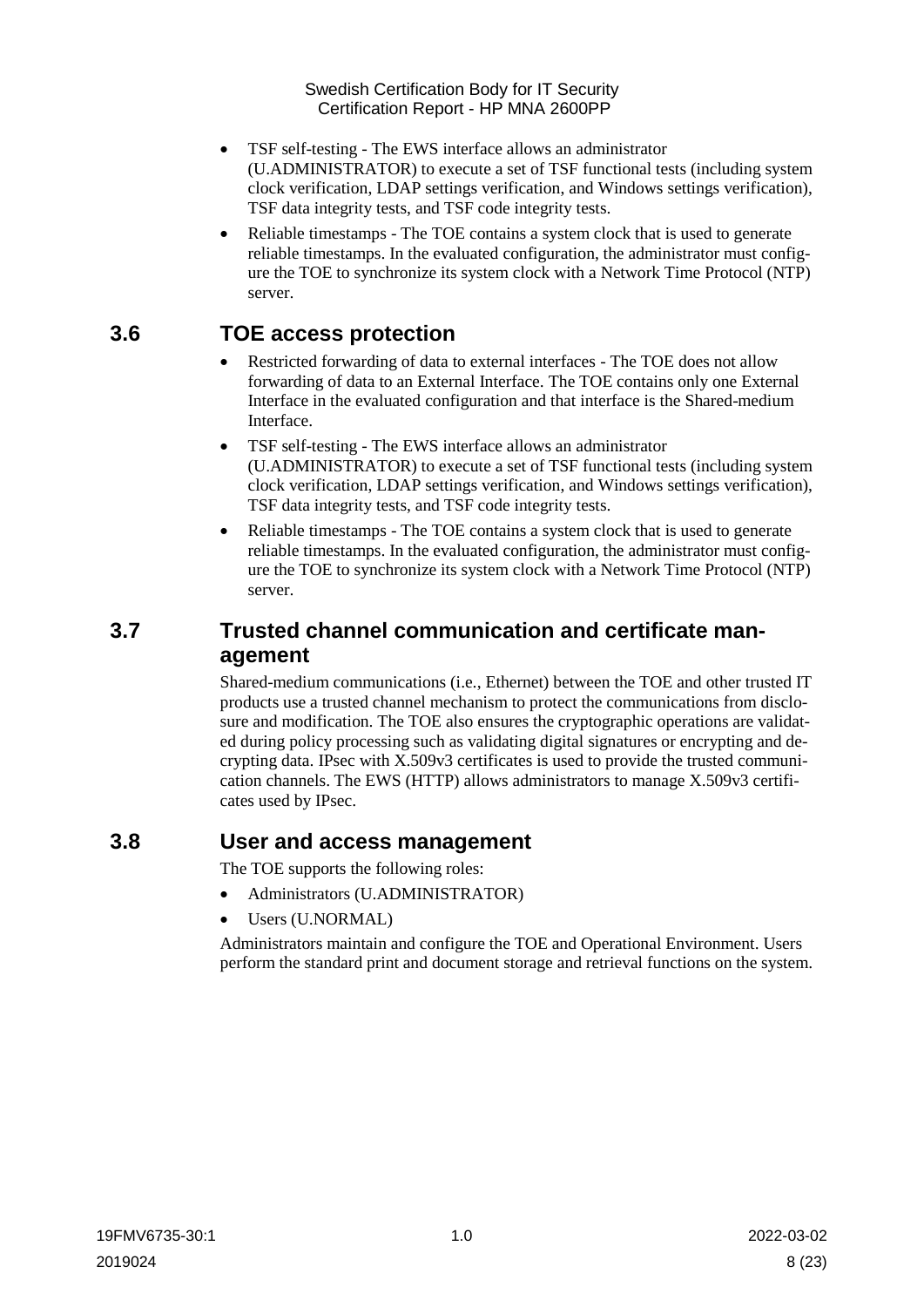- TSF self-testing - The EWS interface allows an administrator (U.ADMINISTRATOR) to execute a set of TSF functional tests (including system clock verification, LDAP settings verification, and Windows settings verification), TSF data integrity tests, and TSF code integrity tests.
- Reliable timestamps - The TOE contains a system clock that is used to generate reliable timestamps. In the evaluated configuration, the administrator must configure the TOE to synchronize its system clock with a Network Time Protocol (NTP) server.

## 3.6 TOE access protection

- Restricted forwarding of data to external interfaces - The TOE does not allow forwarding of data to an External Interface. The TOE contains only one External Interface in the evaluated configuration and that interface is the Shared-medium Interface.
- TSF self-testing - The EWS interface allows an administrator (U.ADMINISTRATOR) to execute a set of TSF functional tests (including system clock verification, LDAP settings verification, and Windows settings verification), TSF data integrity tests, and TSF code integrity tests.
- Reliable timestamps - The TOE contains a system clock that is used to generate reliable timestamps. In the evaluated configuration, the administrator must configure the TOE to synchronize its system clock with a Network Time Protocol (NTP) server.

## 3.7 Trusted channel communication and certificate management

Shared-medium communications (i.e., Ethernet) between the TOE and other trusted IT products use a trusted channel mechanism to protect the communications from disclosure and modification. The TOE also ensures the cryptographic operations are validated during policy processing such as validating digital signatures or encrypting and decrypting data. IPsec with X.509v3 certificates is used to provide the trusted communication channels. The EWS (HTTP) allows administrators to manage X.509v3 certificates used by IPsec.

## 3.8 User and access management

The TOE supports the following roles:

- Administrators (U.ADMINISTRATOR)
- Users (U.NORMAL)

Administrators maintain and configure the TOE and Operational Environment. Users perform the standard print and document storage and retrieval functions on the system.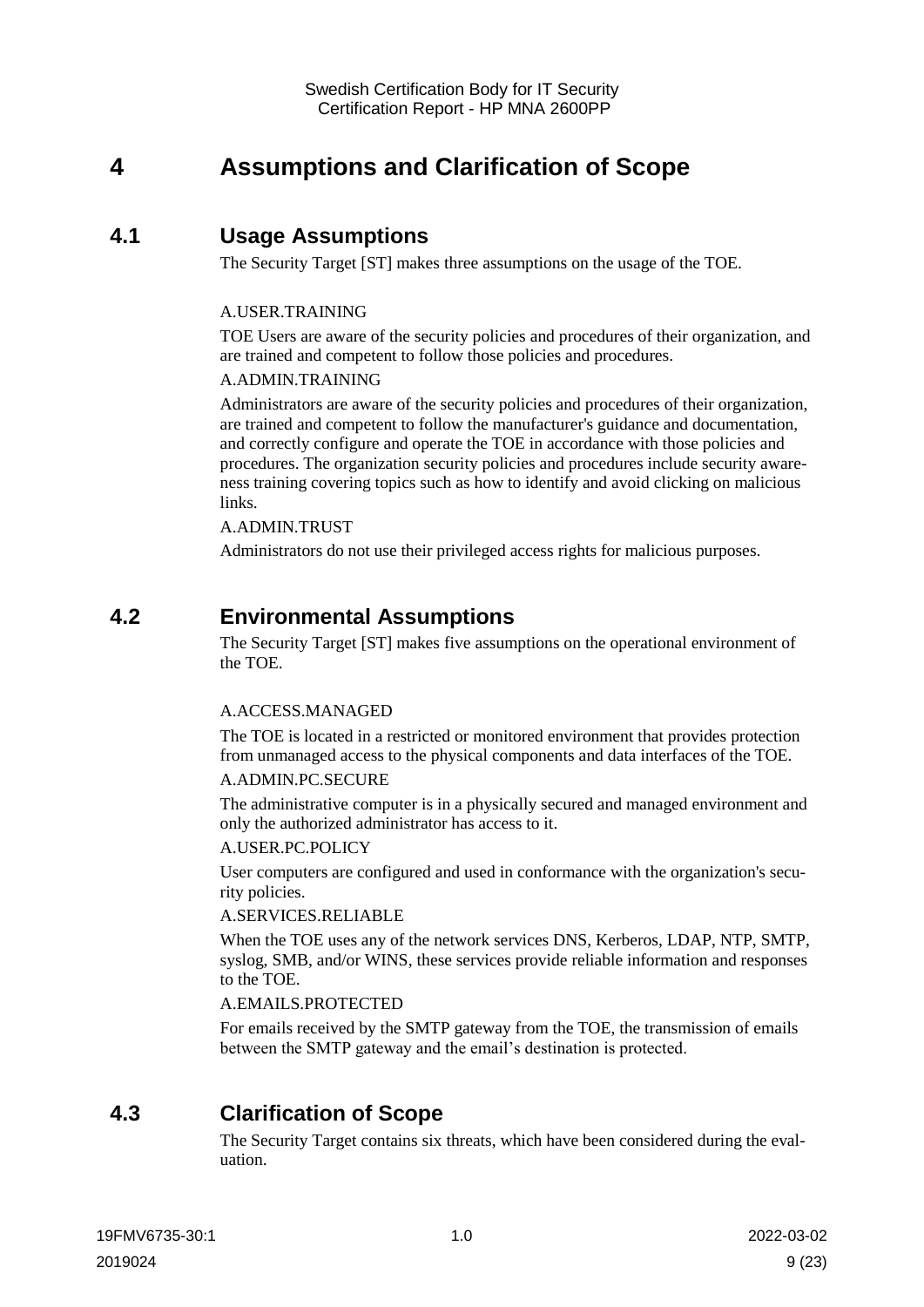# 4 Assumptions and Clarification of Scope

## 4.1 Usage Assumptions

The Security Target [ST] makes three assumptions on the usage of the TOE.

A.USER.TRAINING

TOE Users are aware of the security policies and procedures of their organization, and are trained and competent to follow those policies and procedures.

A.ADMIN.TRAINING

Administrators are aware of the security policies and procedures of their organization, are trained and competent to follow the manufacturer's guidance and documentation, and correctly configure and operate the TOE in accordance with those policies and procedures. The organization security policies and procedures include security awareness training covering topics such as how to identify and avoid clicking on malicious links.

A.ADMIN.TRUST

Administrators do not use their privileged access rights for malicious purposes.

## 4.2 Environmental Assumptions

The Security Target [ST] makes five assumptions on the operational environment of the TOE.

A.ACCESS.MANAGED

The TOE is located in a restricted or monitored environment that provides protection from unmanaged access to the physical components and data interfaces of the TOE.

A.ADMIN.PC.SECURE

The administrative computer is in a physically secured and managed environment and only the authorized administrator has access to it.

A.USER.PC.POLICY

User computers are configured and used in conformance with the organization's security policies.

A.SERVICES.RELIABLE

When the TOE uses any of the network services DNS, Kerberos, LDAP, NTP, SMTP, syslog, SMB, and/or WINS, these services provide reliable information and responses to the TOE.

A.EMAILS.PROTECTED

For emails received by the SMTP gateway from the TOE, the transmission of emails between the SMTP gateway and the email's destination is protected.

## 4.3 Clarification of Scope

The Security Target contains six threats, which have been considered during the evaluation.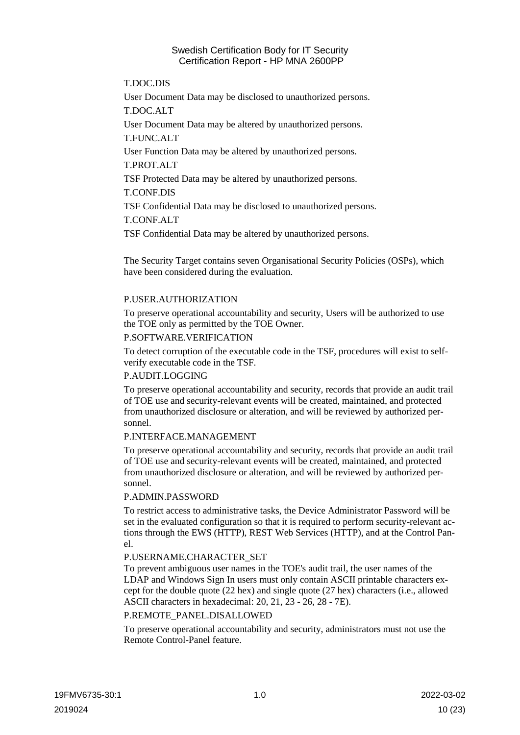T.DOC.DIS

User Document Data may be disclosed to unauthorized persons.

T.DOC.ALT

User Document Data may be altered by unauthorized persons.

T.FUNC.ALT

User Function Data may be altered by unauthorized persons.

T.PROT.ALT

TSF Protected Data may be altered by unauthorized persons.

T.CONF.DIS

TSF Confidential Data may be disclosed to unauthorized persons.

T.CONF.ALT

TSF Confidential Data may be altered by unauthorized persons.

The Security Target contains seven Organisational Security Policies (OSPs), which have been considered during the evaluation.

P.USER.AUTHORIZATION

To preserve operational accountability and security, Users will be authorized to use the TOE only as permitted by the TOE Owner.

P.SOFTWARE.VERIFICATION

To detect corruption of the executable code in the TSF, procedures will exist to self-verify executable code in the TSF.

P.AUDIT.LOGGING

To preserve operational accountability and security, records that provide an audit trail of TOE use and security-relevant events will be created, maintained, and protected from unauthorized disclosure or alteration, and will be reviewed by authorized personnel.

P.INTERFACE.MANAGEMENT

To preserve operational accountability and security, records that provide an audit trail of TOE use and security-relevant events will be created, maintained, and protected from unauthorized disclosure or alteration, and will be reviewed by authorized personnel.

P.ADMIN.PASSWORD

To restrict access to administrative tasks, the Device Administrator Password will be set in the evaluated configuration so that it is required to perform security-relevant actions through the EWS (HTTP), REST Web Services (HTTP), and at the Control Panel.

P.USERNAME.CHARACTER_SET

To prevent ambiguous user names in the TOE's audit trail, the user names of the LDAP and Windows Sign In users must only contain ASCII printable characters except for the double quote (22 hex) and single quote (27 hex) characters (i.e., allowed ASCII characters in hexadecimal: 20, 21, 23 - 26, 28 - 7E).

P.REMOTE_PANEL.DISALLOWED

To preserve operational accountability and security, administrators must not use the Remote Control-Panel feature.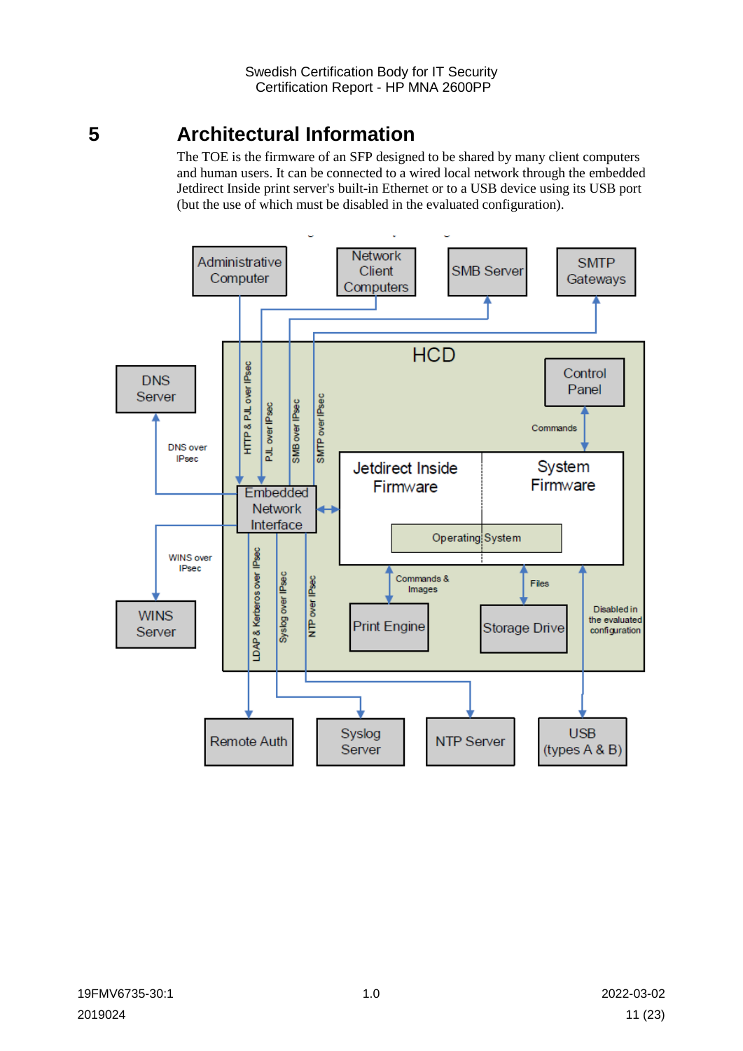# 5 Architectural Information

The TOE is the firmware of an SFP designed to be shared by many client computers and human users. It can be connected to a wired local network through the embedded Jetdirect Inside print server's built-in Ethernet or to a USB device using its USB port (but the use of which must be disabled in the evaluated configuration).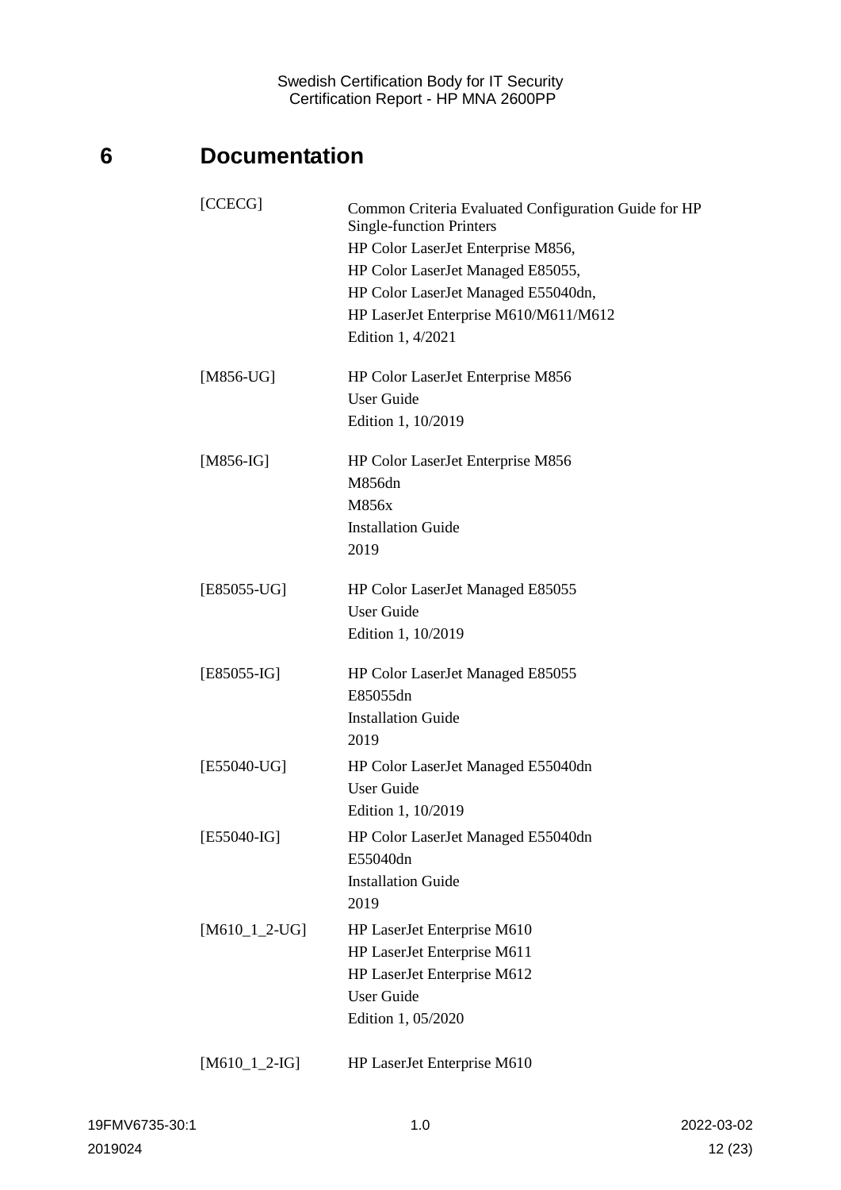# 6 Documentation

| | |
|---|---|
| [CCECG] | Common Criteria Evaluated Configuration Guide for HP Single-function Printers<br>HP Color LaserJet Enterprise M856,<br>HP Color LaserJet Managed E85055,<br>HP Color LaserJet Managed E55040dn,<br>HP LaserJet Enterprise M610/M611/M612<br>Edition 1, 4/2021 |
| [M856-UG] | HP Color LaserJet Enterprise M856<br>User Guide<br>Edition 1, 10/2019 |
| [M856-IG] | HP Color LaserJet Enterprise M856<br>M856dn<br>M856x<br>Installation Guide<br>2019 |
| [E85055-UG] | HP Color LaserJet Managed E85055<br>User Guide<br>Edition 1, 10/2019 |
| [E85055-IG] | HP Color LaserJet Managed E85055<br>E85055dn<br>Installation Guide<br>2019 |
| [E55040-UG] | HP Color LaserJet Managed E55040dn<br>User Guide<br>Edition 1, 10/2019 |
| [E55040-IG] | HP Color LaserJet Managed E55040dn<br>E55040dn<br>Installation Guide<br>2019 |
| [M610_1_2-UG] | HP LaserJet Enterprise M610<br>HP LaserJet Enterprise M611<br>HP LaserJet Enterprise M612<br>User Guide<br>Edition 1, 05/2020 |
| [M610_1_2-IG] | HP LaserJet Enterprise M610 |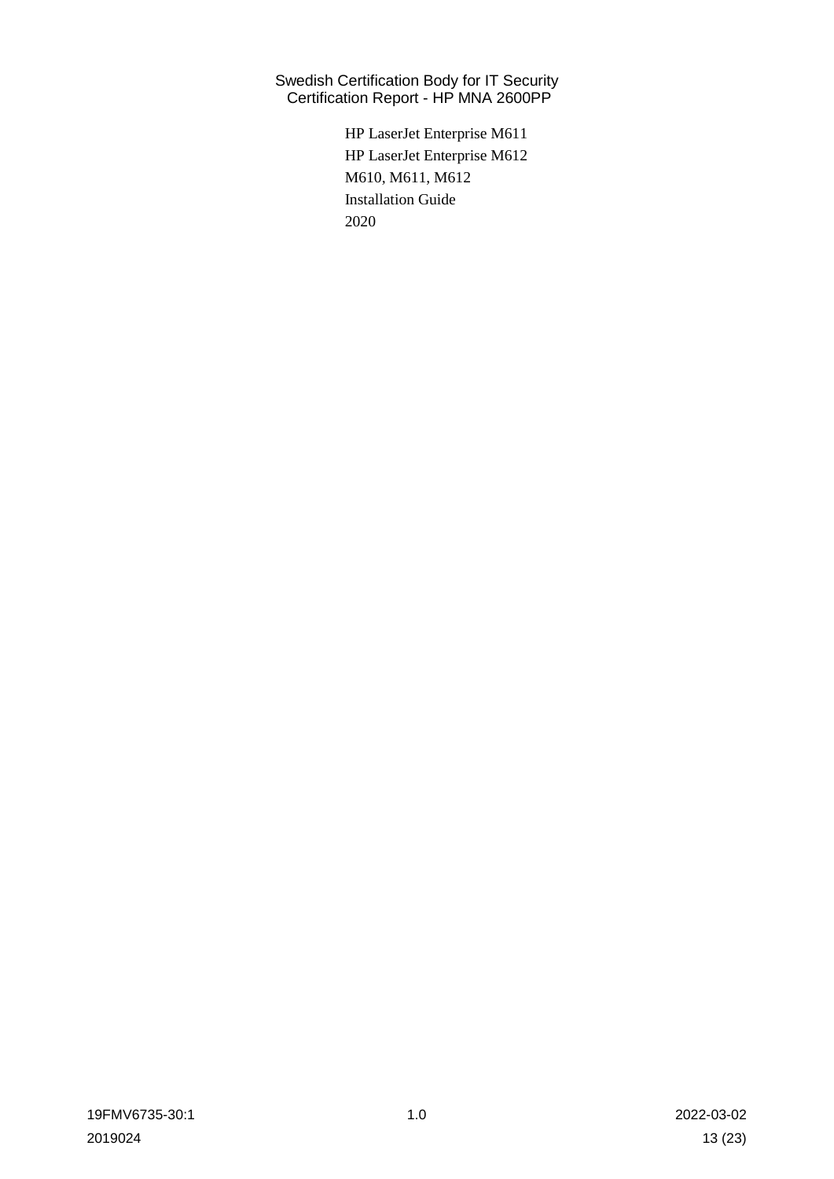HP LaserJet Enterprise M611
HP LaserJet Enterprise M612
M610, M611, M612
Installation Guide
2020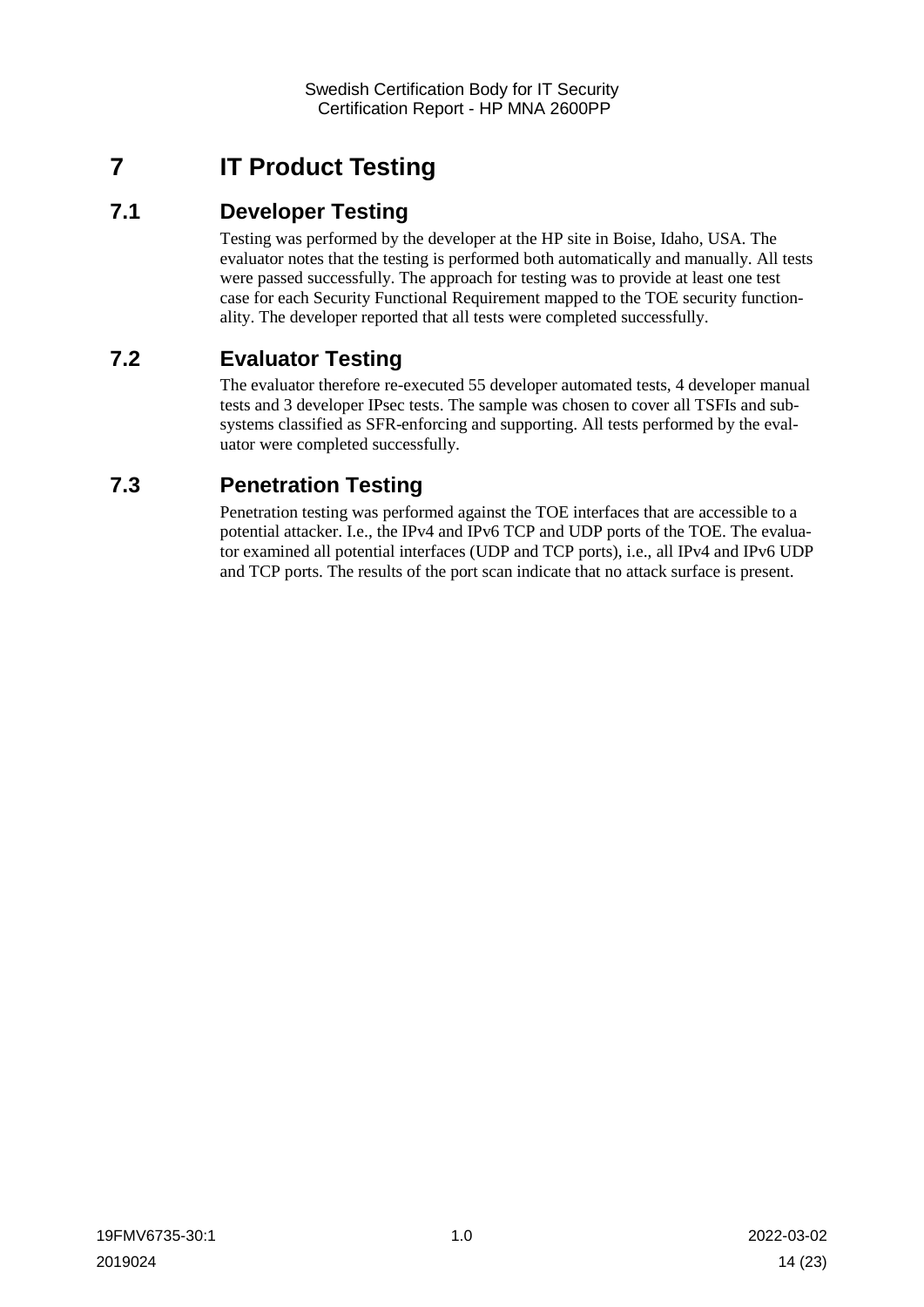# 7 IT Product Testing

## 7.1 Developer Testing

Testing was performed by the developer at the HP site in Boise, Idaho, USA. The evaluator notes that the testing is performed both automatically and manually. All tests were passed successfully. The approach for testing was to provide at least one test case for each Security Functional Requirement mapped to the TOE security functionality. The developer reported that all tests were completed successfully.

## 7.2 Evaluator Testing

The evaluator therefore re-executed 55 developer automated tests, 4 developer manual tests and 3 developer IPsec tests. The sample was chosen to cover all TSFIs and subsystems classified as SFR-enforcing and supporting. All tests performed by the evaluator were completed successfully.

## 7.3 Penetration Testing

Penetration testing was performed against the TOE interfaces that are accessible to a potential attacker. I.e., the IPv4 and IPv6 TCP and UDP ports of the TOE. The evaluator examined all potential interfaces (UDP and TCP ports), i.e., all IPv4 and IPv6 UDP and TCP ports. The results of the port scan indicate that no attack surface is present.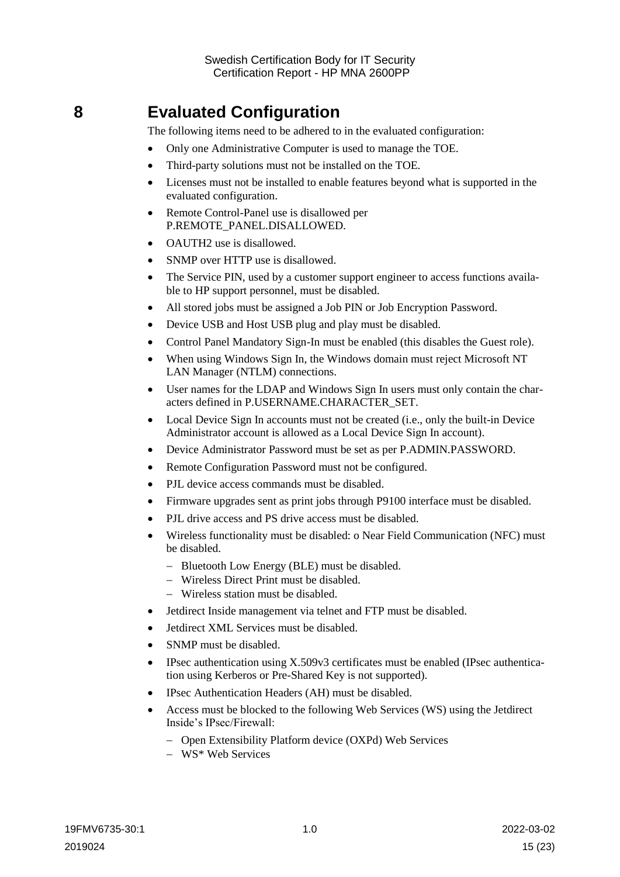# 8 Evaluated Configuration

The following items need to be adhered to in the evaluated configuration:

- Only one Administrative Computer is used to manage the TOE.
- Third-party solutions must not be installed on the TOE.
- Licenses must not be installed to enable features beyond what is supported in the evaluated configuration.
- Remote Control-Panel use is disallowed per P.REMOTE_PANEL.DISALLOWED.
- OAUTH2 use is disallowed.
- SNMP over HTTP use is disallowed.
- The Service PIN, used by a customer support engineer to access functions available to HP support personnel, must be disabled.
- All stored jobs must be assigned a Job PIN or Job Encryption Password.
- Device USB and Host USB plug and play must be disabled.
- Control Panel Mandatory Sign-In must be enabled (this disables the Guest role).
- When using Windows Sign In, the Windows domain must reject Microsoft NT LAN Manager (NTLM) connections.
- User names for the LDAP and Windows Sign In users must only contain the characters defined in P.USERNAME.CHARACTER_SET.
- Local Device Sign In accounts must not be created (i.e., only the built-in Device Administrator account is allowed as a Local Device Sign In account).
- Device Administrator Password must be set as per P.ADMIN.PASSWORD.
- Remote Configuration Password must not be configured.
- PJL device access commands must be disabled.
- Firmware upgrades sent as print jobs through P9100 interface must be disabled.
- PJL drive access and PS drive access must be disabled.
- Wireless functionality must be disabled: o Near Field Communication (NFC) must be disabled.
  - Bluetooth Low Energy (BLE) must be disabled.
  - Wireless Direct Print must be disabled.
  - Wireless station must be disabled.
- Jetdirect Inside management via telnet and FTP must be disabled.
- Jetdirect XML Services must be disabled.
- SNMP must be disabled.
- IPsec authentication using X.509v3 certificates must be enabled (IPsec authentication using Kerberos or Pre-Shared Key is not supported).
- IPsec Authentication Headers (AH) must be disabled.
- Access must be blocked to the following Web Services (WS) using the Jetdirect Inside's IPsec/Firewall:
  - Open Extensibility Platform device (OXPd) Web Services
  - WS* Web Services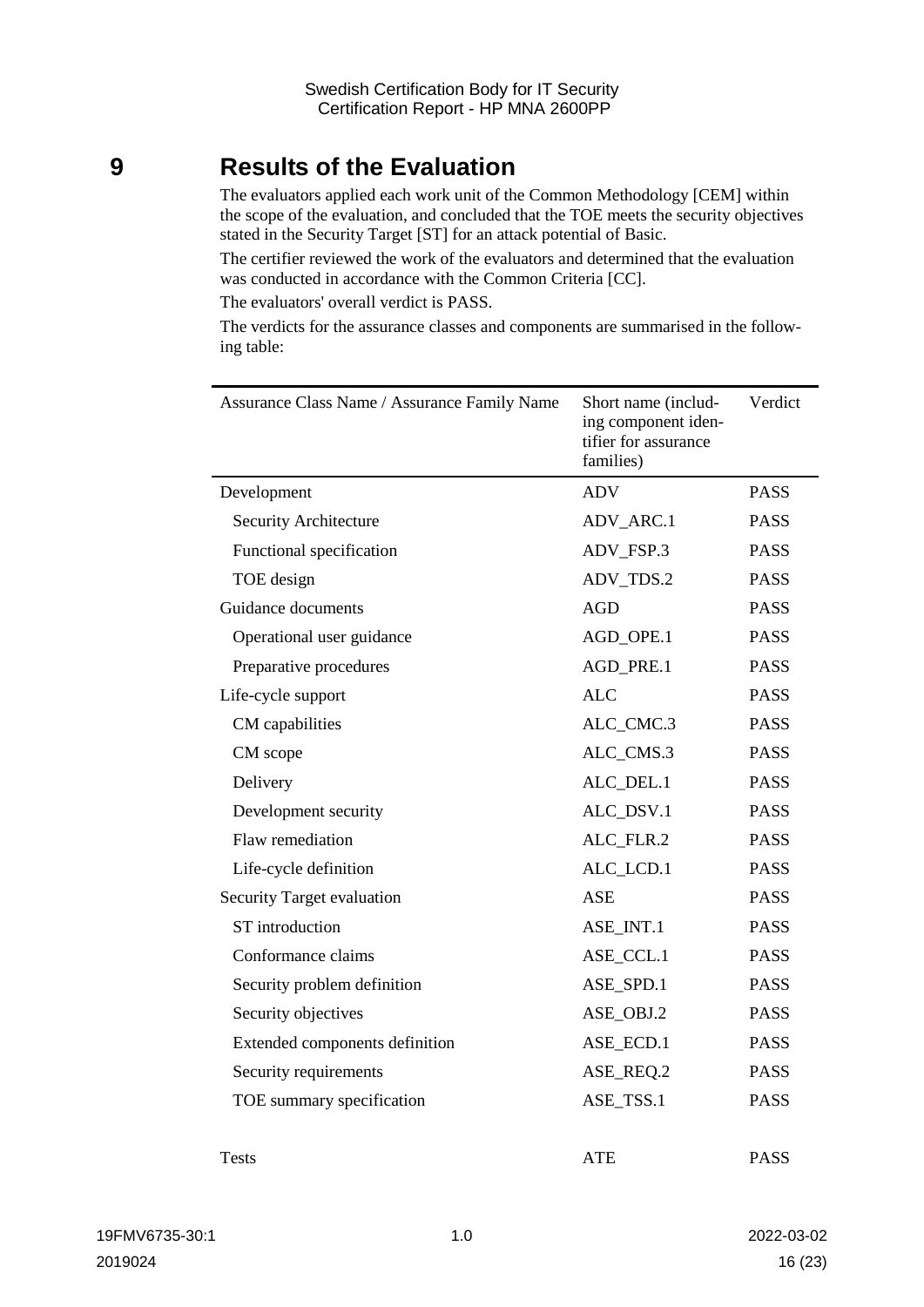# 9 Results of the Evaluation

The evaluators applied each work unit of the Common Methodology [CEM] within the scope of the evaluation, and concluded that the TOE meets the security objectives stated in the Security Target [ST] for an attack potential of Basic.

The certifier reviewed the work of the evaluators and determined that the evaluation was conducted in accordance with the Common Criteria [CC].

The evaluators' overall verdict is PASS.

The verdicts for the assurance classes and components are summarised in the following table:

| Assurance Class Name / Assurance Family Name | Short name (including component identifier for assurance families) | Verdict |
|---|---|---|
| Development | ADV | PASS |
| Security Architecture | ADV_ARC.1 | PASS |
| Functional specification | ADV_FSP.3 | PASS |
| TOE design | ADV_TDS.2 | PASS |
| Guidance documents | AGD | PASS |
| Operational user guidance | AGD_OPE.1 | PASS |
| Preparative procedures | AGD_PRE.1 | PASS |
| Life-cycle support | ALC | PASS |
| CM capabilities | ALC_CMC.3 | PASS |
| CM scope | ALC_CMS.3 | PASS |
| Delivery | ALC_DEL.1 | PASS |
| Development security | ALC_DSV.1 | PASS |
| Flaw remediation | ALC_FLR.2 | PASS |
| Life-cycle definition | ALC_LCD.1 | PASS |
| Security Target evaluation | ASE | PASS |
| ST introduction | ASE_INT.1 | PASS |
| Conformance claims | ASE_CCL.1 | PASS |
| Security problem definition | ASE_SPD.1 | PASS |
| Security objectives | ASE_OBJ.2 | PASS |
| Extended components definition | ASE_ECD.1 | PASS |
| Security requirements | ASE_REQ.2 | PASS |
| TOE summary specification | ASE_TSS.1 | PASS |
| Tests | ATE | PASS |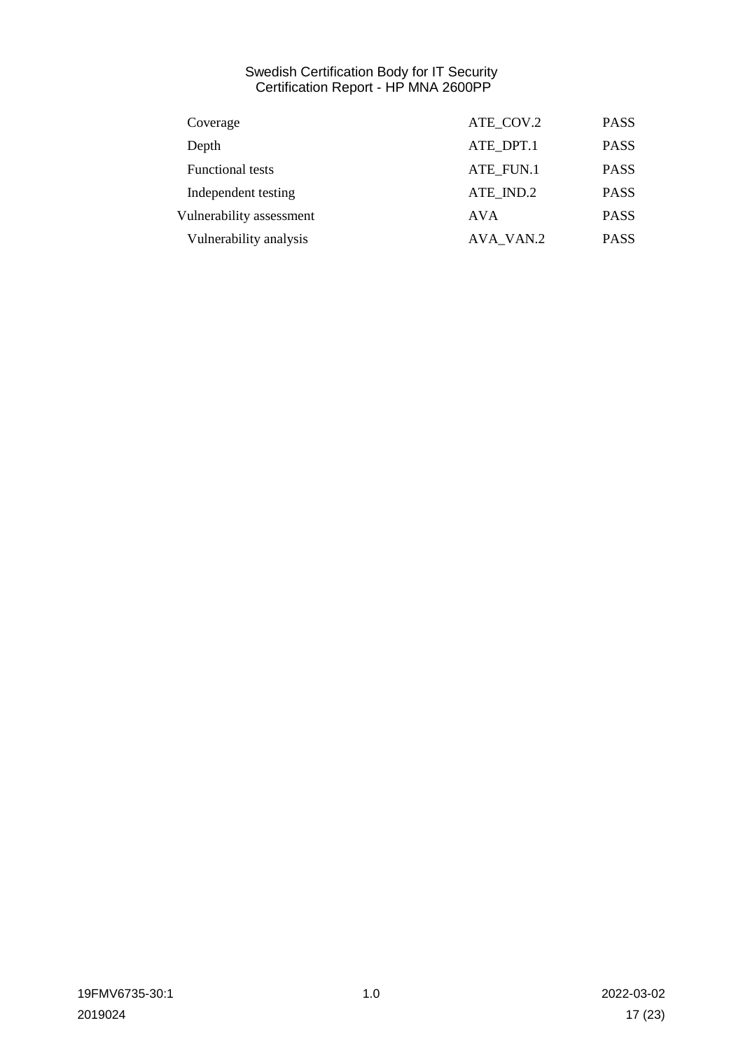| | | |
|---|---|---|
| Coverage | ATE_COV.2 | PASS |
| Depth | ATE_DPT.1 | PASS |
| Functional tests | ATE_FUN.1 | PASS |
| Independent testing | ATE_IND.2 | PASS |
| Vulnerability assessment | AVA | PASS |
| Vulnerability analysis | AVA_VAN.2 | PASS |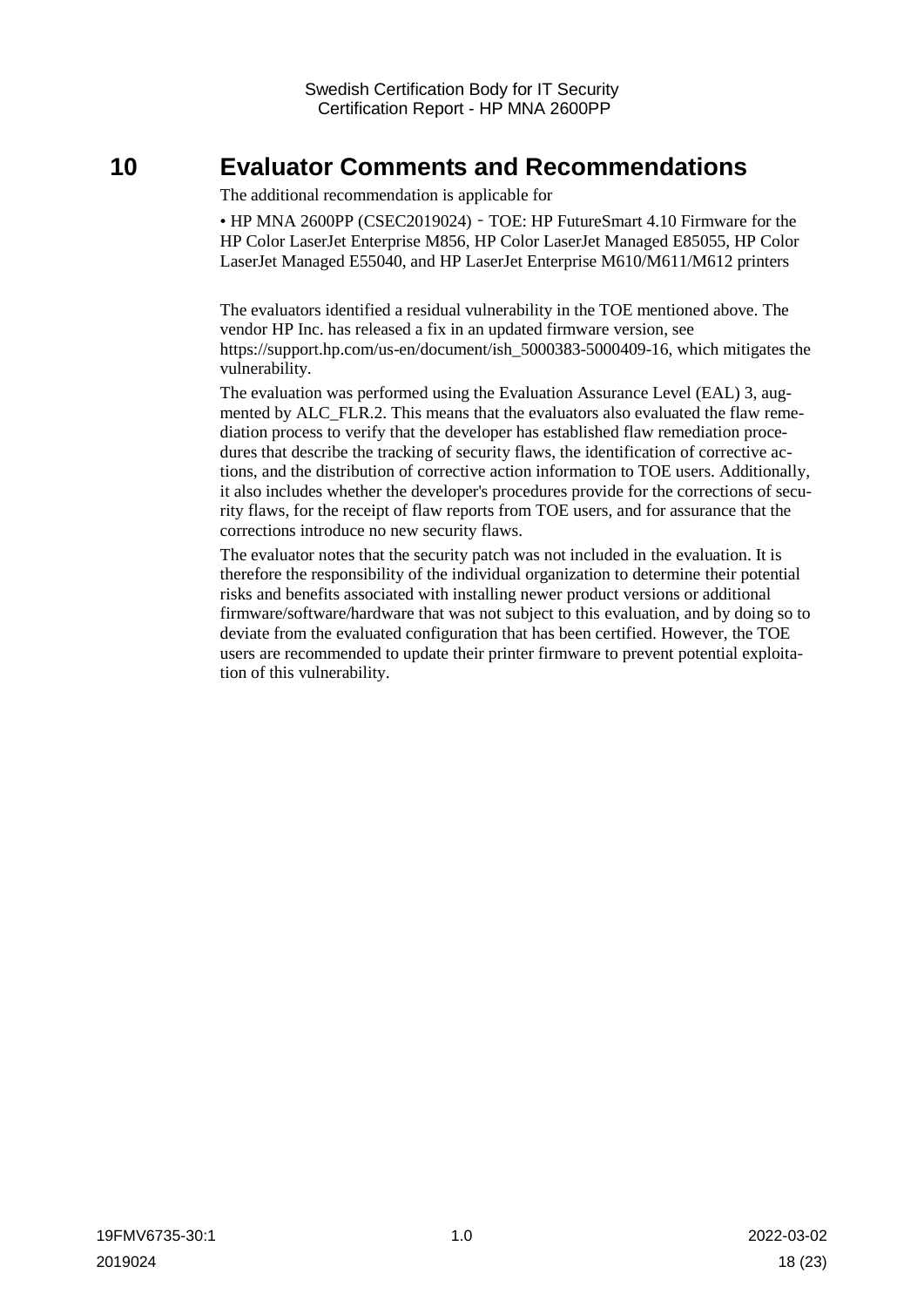# 10 Evaluator Comments and Recommendations

The additional recommendation is applicable for

- HP MNA 2600PP (CSEC2019024) ‐ TOE: HP FutureSmart 4.10 Firmware for the HP Color LaserJet Enterprise M856, HP Color LaserJet Managed E85055, HP Color LaserJet Managed E55040, and HP LaserJet Enterprise M610/M611/M612 printers

The evaluators identified a residual vulnerability in the TOE mentioned above. The vendor HP Inc. has released a fix in an updated firmware version, see https://support.hp.com/us-en/document/ish_5000383-5000409-16, which mitigates the vulnerability.

The evaluation was performed using the Evaluation Assurance Level (EAL) 3, augmented by ALC_FLR.2. This means that the evaluators also evaluated the flaw remediation process to verify that the developer has established flaw remediation procedures that describe the tracking of security flaws, the identification of corrective actions, and the distribution of corrective action information to TOE users. Additionally, it also includes whether the developer's procedures provide for the corrections of security flaws, for the receipt of flaw reports from TOE users, and for assurance that the corrections introduce no new security flaws.

The evaluator notes that the security patch was not included in the evaluation. It is therefore the responsibility of the individual organization to determine their potential risks and benefits associated with installing newer product versions or additional firmware/software/hardware that was not subject to this evaluation, and by doing so to deviate from the evaluated configuration that has been certified. However, the TOE users are recommended to update their printer firmware to prevent potential exploitation of this vulnerability.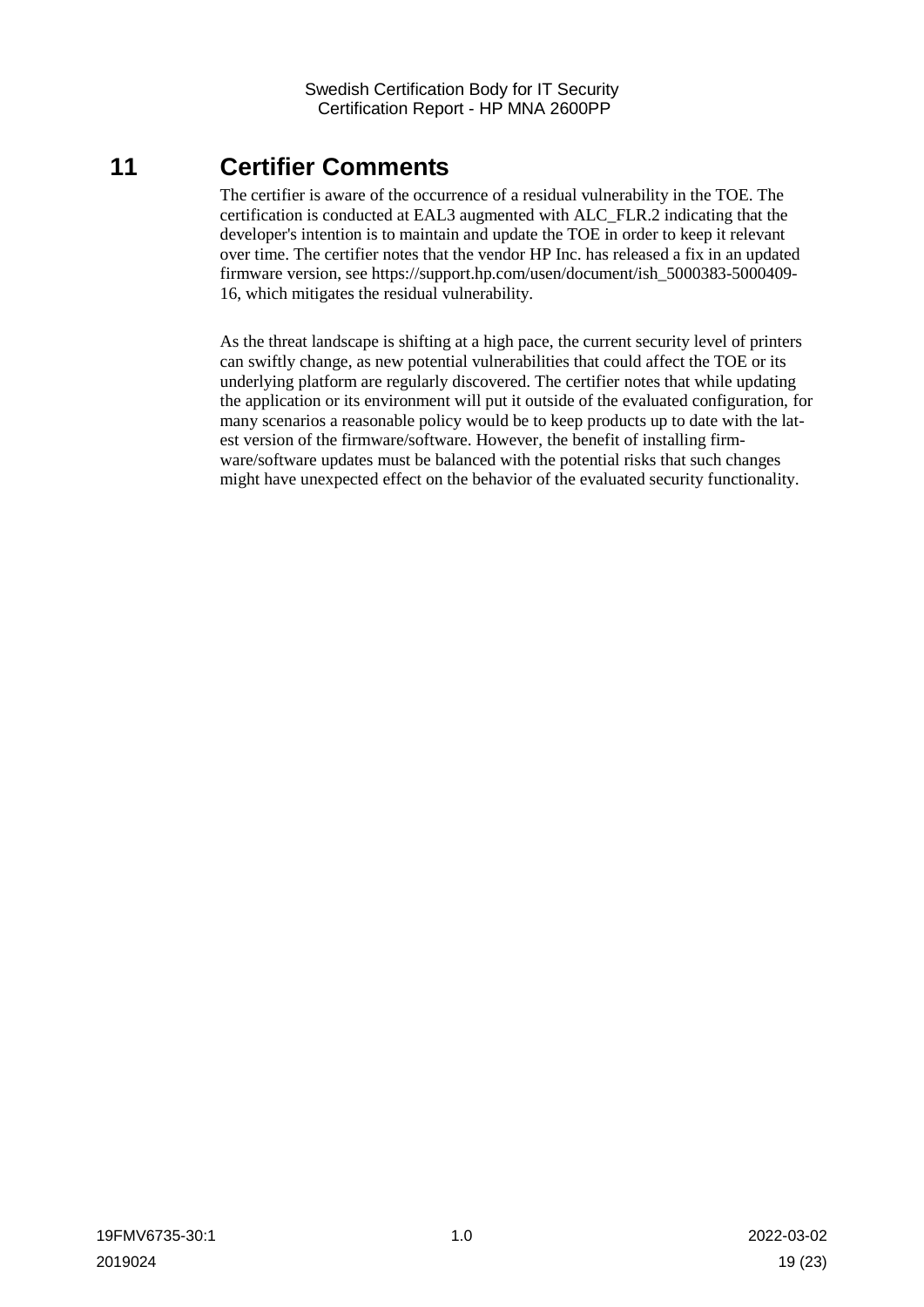# 11 Certifier Comments

The certifier is aware of the occurrence of a residual vulnerability in the TOE. The certification is conducted at EAL3 augmented with ALC_FLR.2 indicating that the developer's intention is to maintain and update the TOE in order to keep it relevant over time. The certifier notes that the vendor HP Inc. has released a fix in an updated firmware version, see https://support.hp.com/usen/document/ish_5000383-5000409-16, which mitigates the residual vulnerability.

As the threat landscape is shifting at a high pace, the current security level of printers can swiftly change, as new potential vulnerabilities that could affect the TOE or its underlying platform are regularly discovered. The certifier notes that while updating the application or its environment will put it outside of the evaluated configuration, for many scenarios a reasonable policy would be to keep products up to date with the latest version of the firmware/software. However, the benefit of installing firmware/software updates must be balanced with the potential risks that such changes might have unexpected effect on the behavior of the evaluated security functionality.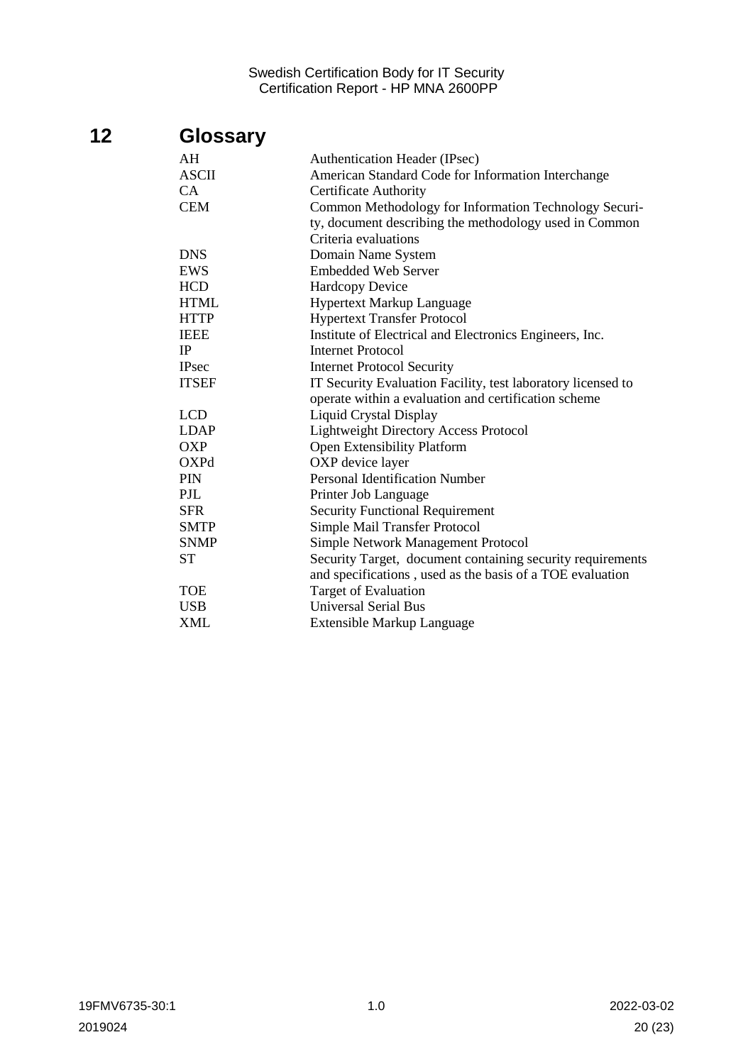# 12 Glossary

| | |
|---|---|
| AH | Authentication Header (IPsec) |
| ASCII | American Standard Code for Information Interchange |
| CA | Certificate Authority |
| CEM | Common Methodology for Information Technology Security, document describing the methodology used in Common Criteria evaluations |
| DNS | Domain Name System |
| EWS | Embedded Web Server |
| HCD | Hardcopy Device |
| HTML | Hypertext Markup Language |
| HTTP | Hypertext Transfer Protocol |
| IEEE | Institute of Electrical and Electronics Engineers, Inc. |
| IP | Internet Protocol |
| IPsec | Internet Protocol Security |
| ITSEF | IT Security Evaluation Facility, test laboratory licensed to operate within a evaluation and certification scheme |
| LCD | Liquid Crystal Display |
| LDAP | Lightweight Directory Access Protocol |
| OXP | Open Extensibility Platform |
| OXPd | OXP device layer |
| PIN | Personal Identification Number |
| PJL | Printer Job Language |
| SFR | Security Functional Requirement |
| SMTP | Simple Mail Transfer Protocol |
| SNMP | Simple Network Management Protocol |
| ST | Security Target, document containing security requirements and specifications , used as the basis of a TOE evaluation |
| TOE | Target of Evaluation |
| USB | Universal Serial Bus |
| XML | Extensible Markup Language |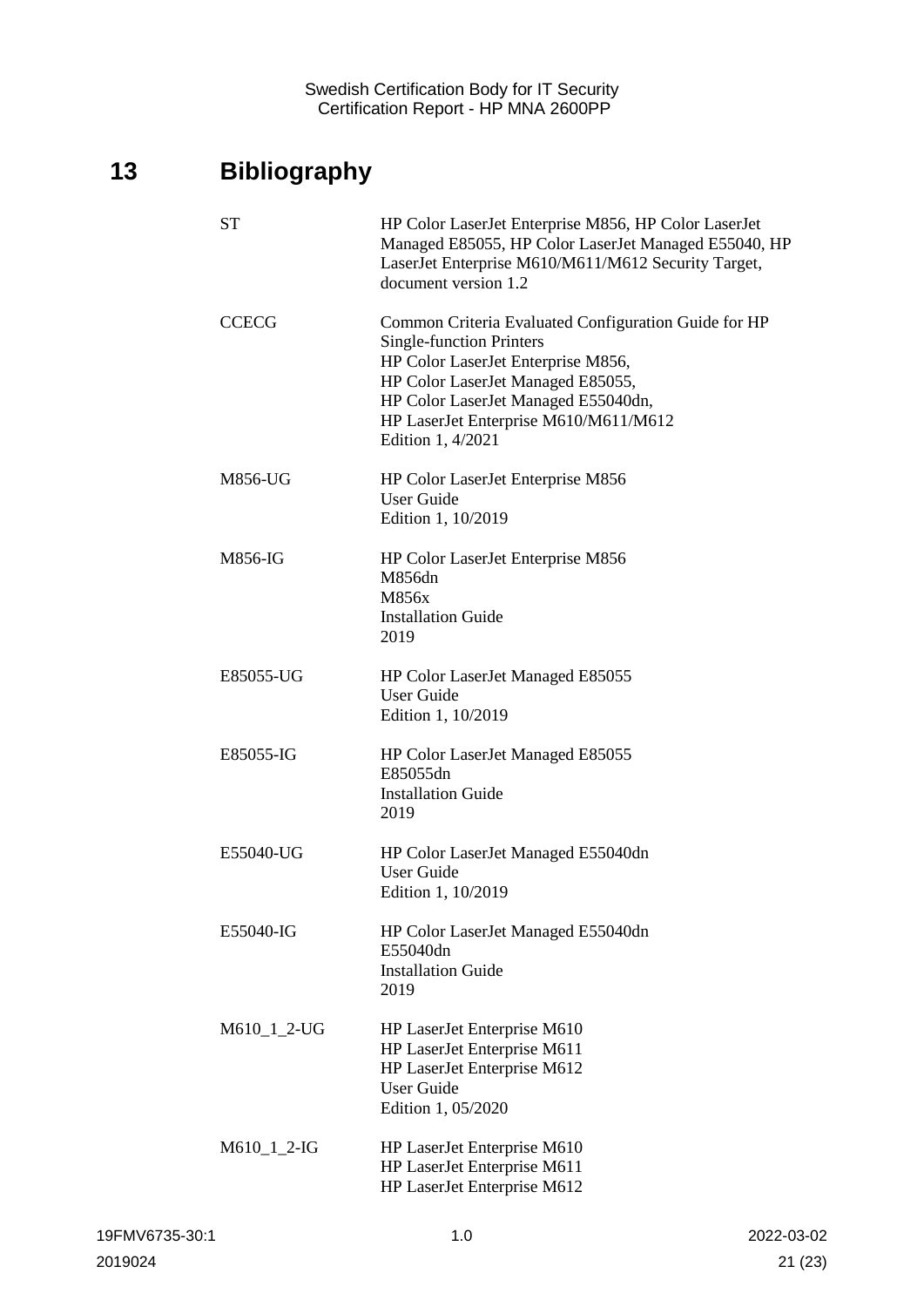# 13 Bibliography

| | |
|---|---|
| ST | HP Color LaserJet Enterprise M856, HP Color LaserJet Managed E85055, HP Color LaserJet Managed E55040, HP LaserJet Enterprise M610/M611/M612 Security Target, document version 1.2 |
| CCECG | Common Criteria Evaluated Configuration Guide for HP Single-function Printers<br>HP Color LaserJet Enterprise M856,<br>HP Color LaserJet Managed E85055,<br>HP Color LaserJet Managed E55040dn,<br>HP LaserJet Enterprise M610/M611/M612<br>Edition 1, 4/2021 |
| M856-UG | HP Color LaserJet Enterprise M856<br>User Guide<br>Edition 1, 10/2019 |
| M856-IG | HP Color LaserJet Enterprise M856<br>M856dn<br>M856x<br>Installation Guide<br>2019 |
| E85055-UG | HP Color LaserJet Managed E85055<br>User Guide<br>Edition 1, 10/2019 |
| E85055-IG | HP Color LaserJet Managed E85055<br>E85055dn<br>Installation Guide<br>2019 |
| E55040-UG | HP Color LaserJet Managed E55040dn<br>User Guide<br>Edition 1, 10/2019 |
| E55040-IG | HP Color LaserJet Managed E55040dn<br>E55040dn<br>Installation Guide<br>2019 |
| M610_1_2-UG | HP LaserJet Enterprise M610<br>HP LaserJet Enterprise M611<br>HP LaserJet Enterprise M612<br>User Guide<br>Edition 1, 05/2020 |
| M610_1_2-IG | HP LaserJet Enterprise M610<br>HP LaserJet Enterprise M611<br>HP LaserJet Enterprise M612 |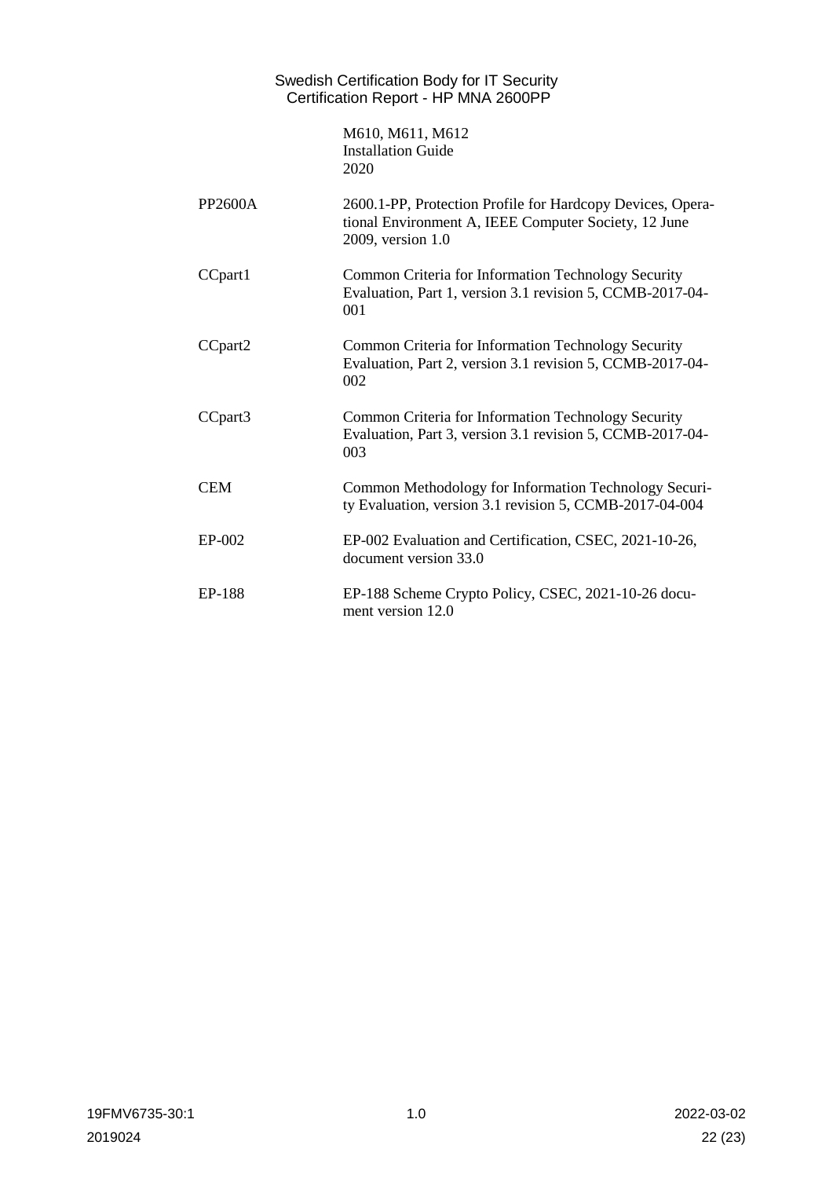| | |
|---|---|
| | M610, M611, M612<br>Installation Guide<br>2020 |
| PP2600A | 2600.1-PP, Protection Profile for Hardcopy Devices, Operational Environment A, IEEE Computer Society, 12 June 2009, version 1.0 |
| CCpart1 | Common Criteria for Information Technology Security Evaluation, Part 1, version 3.1 revision 5, CCMB-2017-04-001 |
| CCpart2 | Common Criteria for Information Technology Security Evaluation, Part 2, version 3.1 revision 5, CCMB-2017-04-002 |
| CCpart3 | Common Criteria for Information Technology Security Evaluation, Part 3, version 3.1 revision 5, CCMB-2017-04-003 |
| CEM | Common Methodology for Information Technology Security Evaluation, version 3.1 revision 5, CCMB-2017-04-004 |
| EP-002 | EP-002 Evaluation and Certification, CSEC, 2021-10-26, document version 33.0 |
| EP-188 | EP-188 Scheme Crypto Policy, CSEC, 2021-10-26 document version 12.0 |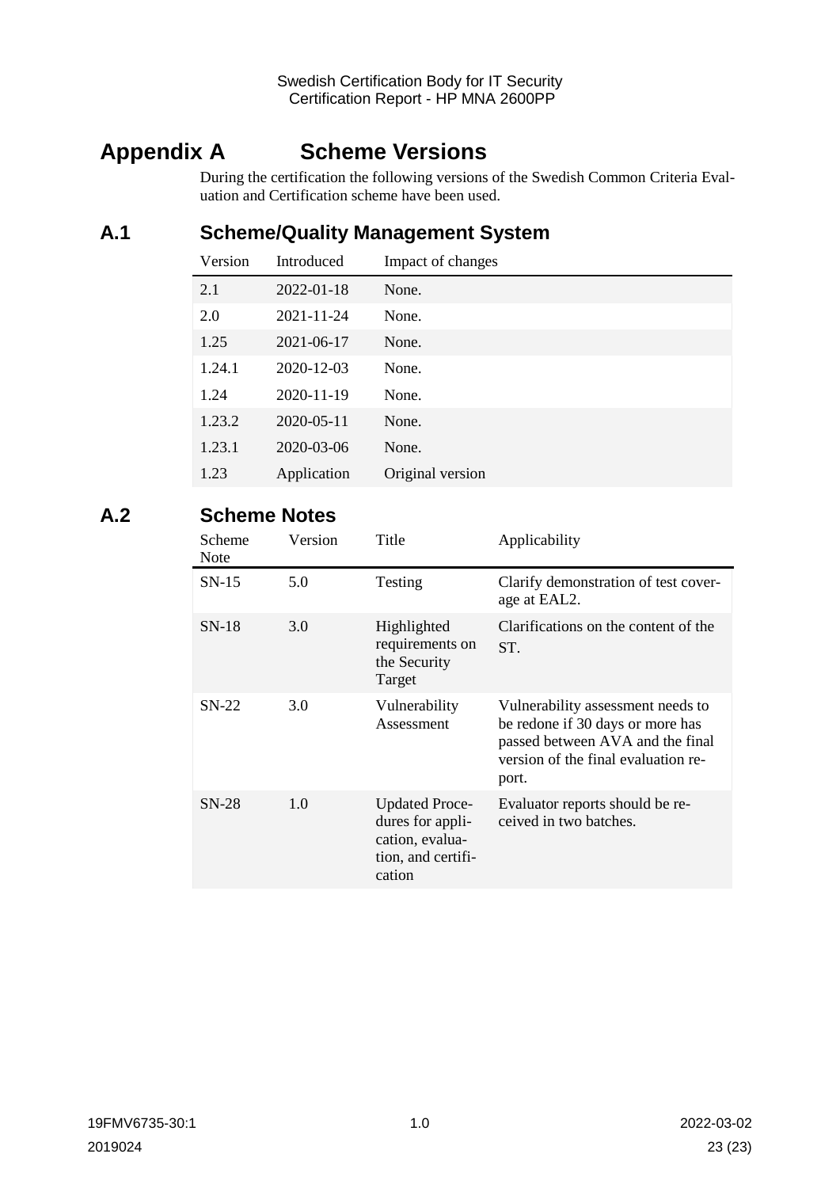# Appendix A Scheme Versions

During the certification the following versions of the Swedish Common Criteria Evaluation and Certification scheme have been used.

## A.1 Scheme/Quality Management System

| Version | Introduced | Impact of changes |
|---|---|---|
| 2.1 | 2022-01-18 | None. |
| 2.0 | 2021-11-24 | None. |
| 1.25 | 2021-06-17 | None. |
| 1.24.1 | 2020-12-03 | None. |
| 1.24 | 2020-11-19 | None. |
| 1.23.2 | 2020-05-11 | None. |
| 1.23.1 | 2020-03-06 | None. |
| 1.23 | Application | Original version |

## A.2 Scheme Notes

| Scheme Note | Version | Title | Applicability |
|---|---|---|---|
| SN-15 | 5.0 | Testing | Clarify demonstration of test coverage at EAL2. |
| SN-18 | 3.0 | Highlighted requirements on the Security Target | Clarifications on the content of the ST. |
| SN-22 | 3.0 | Vulnerability Assessment | Vulnerability assessment needs to be redone if 30 days or more has passed between AVA and the final version of the final evaluation report. |
| SN-28 | 1.0 | Updated Procedures for application, evaluation, and certification | Evaluator reports should be received in two batches. |